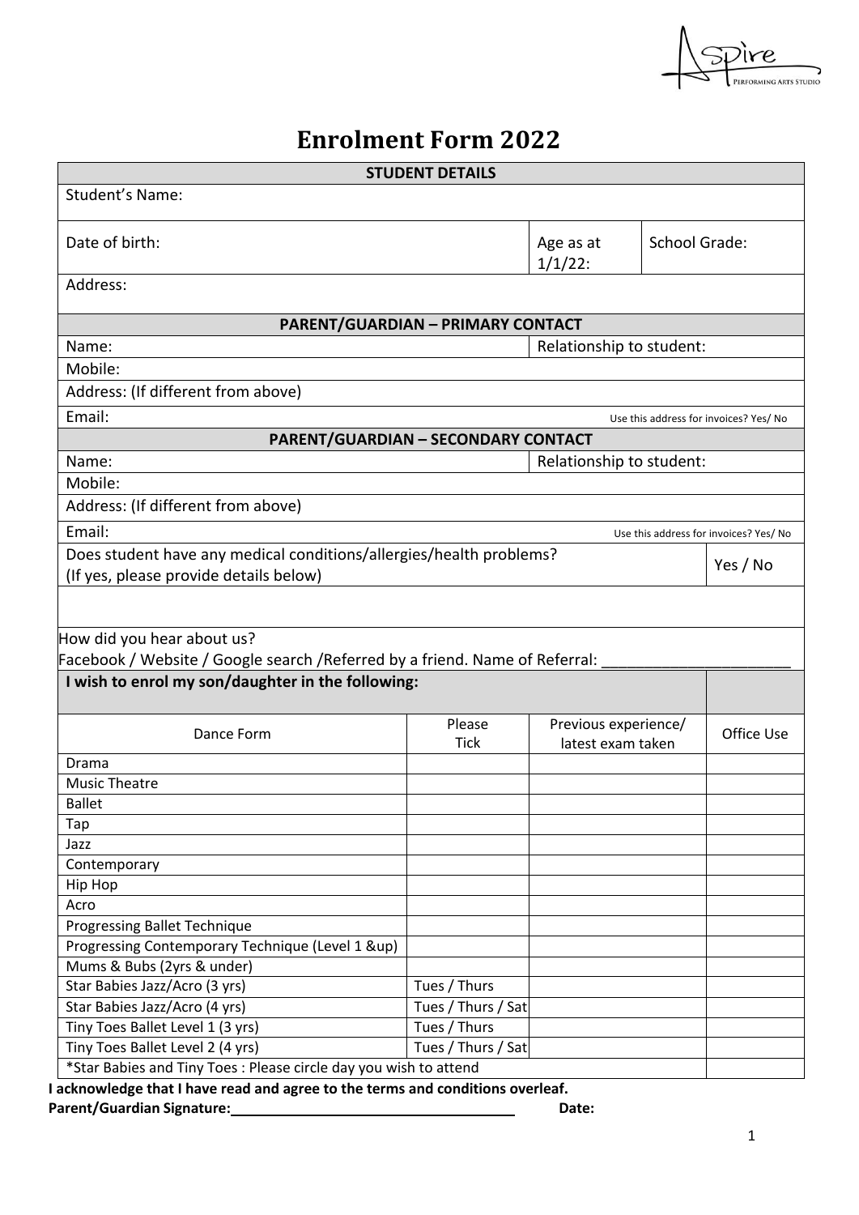# Enrolment Form 2022

| STUDENT DETAILS | | |
|---|---|---|
| Student's Name: | | |
| Date of birth: | Age as at 1/1/22: | School Grade: |
| Address: | | |

| PARENT/GUARDIAN – PRIMARY CONTACT | |
|---|---|
| Name: | Relationship to student: |
| Mobile: | |
| Address: (If different from above) | |
| Email: | Use this address for invoices? Yes/ No |

| PARENT/GUARDIAN – SECONDARY CONTACT | |
|---|---|
| Name: | Relationship to student: |
| Mobile: | |
| Address: (If different from above) | |
| Email: | Use this address for invoices? Yes/ No |

| Does student have any medical conditions/allergies/health problems? (If yes, please provide details below) | Yes / No |
|---|---|
| | |

How did you hear about us?
Facebook / Website / Google search /Referred by a friend. Name of Referral: ______________________

**I wish to enrol my son/daughter in the following:**

| Dance Form | Please Tick | Previous experience/ latest exam taken | Office Use |
|---|---|---|---|
| Drama | | | |
| Music Theatre | | | |
| Ballet | | | |
| Tap | | | |
| Jazz | | | |
| Contemporary | | | |
| Hip Hop | | | |
| Acro | | | |
| Progressing Ballet Technique | | | |
| Progressing Contemporary Technique (Level 1 &up) | | | |
| Mums & Bubs (2yrs & under) | | | |
| Star Babies Jazz/Acro (3 yrs) | Tues / Thurs | | |
| Star Babies Jazz/Acro (4 yrs) | Tues / Thurs / Sat | | |
| Tiny Toes Ballet Level 1 (3 yrs) | Tues / Thurs | | |
| Tiny Toes Ballet Level 2 (4 yrs) | Tues / Thurs / Sat | | |
| *Star Babies and Tiny Toes : Please circle day you wish to attend | | | |

**I acknowledge that I have read and agree to the terms and conditions overleaf.**

**Parent/Guardian Signature:** ______________________________________ **Date:**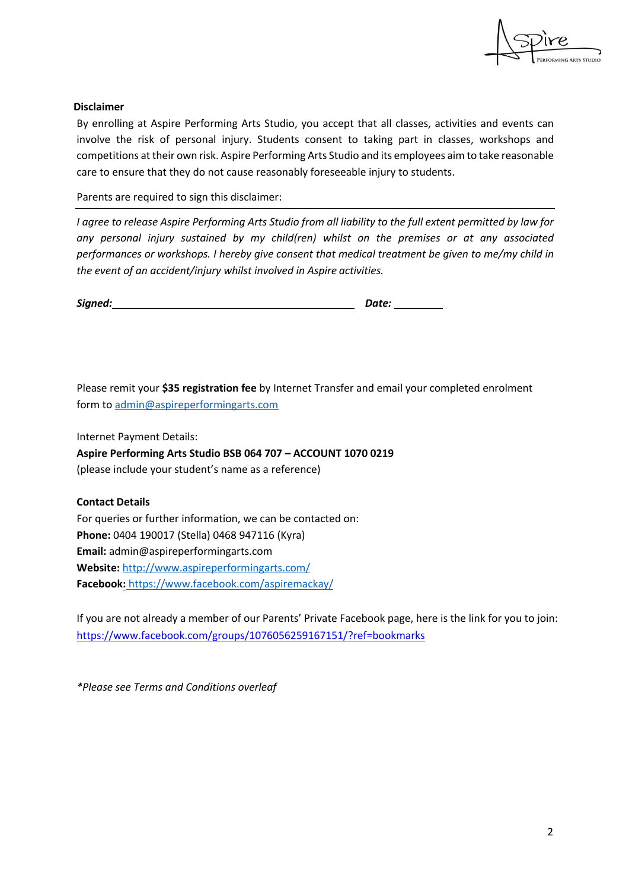**Disclaimer**

By enrolling at Aspire Performing Arts Studio, you accept that all classes, activities and events can involve the risk of personal injury. Students consent to taking part in classes, workshops and competitions at their own risk. Aspire Performing Arts Studio and its employees aim to take reasonable care to ensure that they do not cause reasonably foreseeable injury to students.

Parents are required to sign this disclaimer:

---

*I agree to release Aspire Performing Arts Studio from all liability to the full extent permitted by law for any personal injury sustained by my child(ren) whilst on the premises or at any associated performances or workshops. I hereby give consent that medical treatment be given to me/my child in the event of an accident/injury whilst involved in Aspire activities.*

***Signed:*** ____________________________________________ ***Date:*** _________

Please remit your **$35 registration fee** by Internet Transfer and email your completed enrolment form to admin@aspireperformingarts.com

Internet Payment Details:
**Aspire Performing Arts Studio BSB 064 707 – ACCOUNT 1070 0219**
(please include your student's name as a reference)

**Contact Details**
For queries or further information, we can be contacted on:
**Phone:** 0404 190017 (Stella) 0468 947116 (Kyra)
**Email:** admin@aspireperformingarts.com
**Website:** http://www.aspireperformingarts.com/
**Facebook:** https://www.facebook.com/aspiremackay/

If you are not already a member of our Parents' Private Facebook page, here is the link for you to join:
https://www.facebook.com/groups/1076056259167151/?ref=bookmarks

*\*Please see Terms and Conditions overleaf*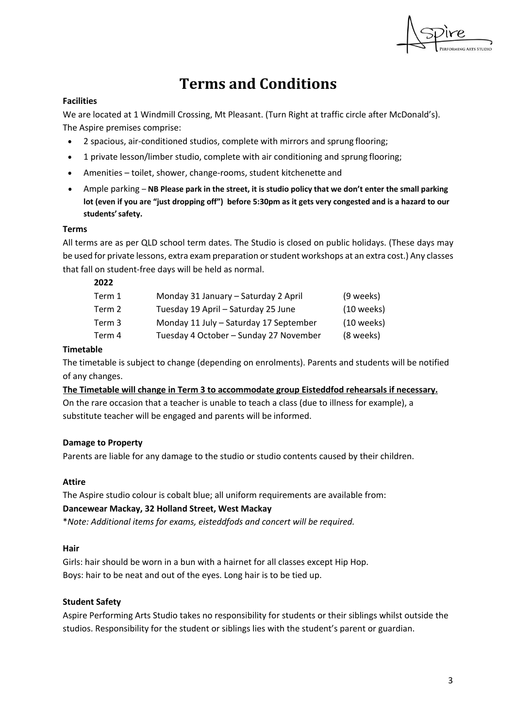# Terms and Conditions

**Facilities**

We are located at 1 Windmill Crossing, Mt Pleasant. (Turn Right at traffic circle after McDonald's). The Aspire premises comprise:

- 2 spacious, air-conditioned studios, complete with mirrors and sprung flooring;
- 1 private lesson/limber studio, complete with air conditioning and sprung flooring;
- Amenities – toilet, shower, change-rooms, student kitchenette and
- Ample parking – **NB Please park in the street, it is studio policy that we don't enter the small parking lot (even if you are "just dropping off") before 5:30pm as it gets very congested and is a hazard to our students' safety.**

**Terms**

All terms are as per QLD school term dates. The Studio is closed on public holidays. (These days may be used for private lessons, extra exam preparation or student workshops at an extra cost.) Any classes that fall on student-free days will be held as normal.

**2022**

| | | |
|---|---|---|
| Term 1 | Monday 31 January – Saturday 2 April | (9 weeks) |
| Term 2 | Tuesday 19 April – Saturday 25 June | (10 weeks) |
| Term 3 | Monday 11 July – Saturday 17 September | (10 weeks) |
| Term 4 | Tuesday 4 October – Sunday 27 November | (8 weeks) |

**Timetable**

The timetable is subject to change (depending on enrolments). Parents and students will be notified of any changes.

**The Timetable will change in Term 3 to accommodate group Eisteddfod rehearsals if necessary.**

On the rare occasion that a teacher is unable to teach a class (due to illness for example), a substitute teacher will be engaged and parents will be informed.

**Damage to Property**

Parents are liable for any damage to the studio or studio contents caused by their children.

**Attire**

The Aspire studio colour is cobalt blue; all uniform requirements are available from:

**Dancewear Mackay, 32 Holland Street, West Mackay**

\**Note: Additional items for exams, eisteddfods and concert will be required.*

**Hair**

Girls: hair should be worn in a bun with a hairnet for all classes except Hip Hop.

Boys: hair to be neat and out of the eyes. Long hair is to be tied up.

**Student Safety**

Aspire Performing Arts Studio takes no responsibility for students or their siblings whilst outside the studios. Responsibility for the student or siblings lies with the student's parent or guardian.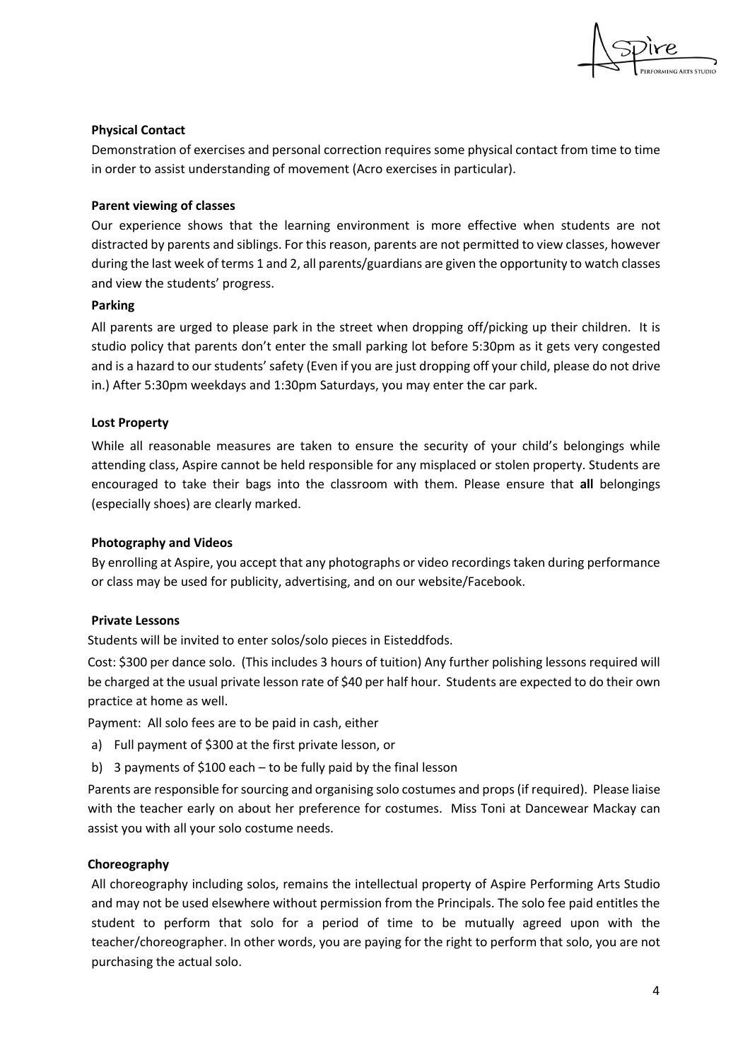**Physical Contact**

Demonstration of exercises and personal correction requires some physical contact from time to time in order to assist understanding of movement (Acro exercises in particular).

**Parent viewing of classes**

Our experience shows that the learning environment is more effective when students are not distracted by parents and siblings. For this reason, parents are not permitted to view classes, however during the last week of terms 1 and 2, all parents/guardians are given the opportunity to watch classes and view the students' progress.

**Parking**

All parents are urged to please park in the street when dropping off/picking up their children. It is studio policy that parents don't enter the small parking lot before 5:30pm as it gets very congested and is a hazard to our students' safety (Even if you are just dropping off your child, please do not drive in.) After 5:30pm weekdays and 1:30pm Saturdays, you may enter the car park.

**Lost Property**

While all reasonable measures are taken to ensure the security of your child's belongings while attending class, Aspire cannot be held responsible for any misplaced or stolen property. Students are encouraged to take their bags into the classroom with them. Please ensure that **all** belongings (especially shoes) are clearly marked.

**Photography and Videos**

By enrolling at Aspire, you accept that any photographs or video recordings taken during performance or class may be used for publicity, advertising, and on our website/Facebook.

**Private Lessons**

Students will be invited to enter solos/solo pieces in Eisteddfods.

Cost: $300 per dance solo. (This includes 3 hours of tuition) Any further polishing lessons required will be charged at the usual private lesson rate of $40 per half hour. Students are expected to do their own practice at home as well.

Payment: All solo fees are to be paid in cash, either

a) Full payment of $300 at the first private lesson, or
b) 3 payments of $100 each – to be fully paid by the final lesson

Parents are responsible for sourcing and organising solo costumes and props (if required). Please liaise with the teacher early on about her preference for costumes. Miss Toni at Dancewear Mackay can assist you with all your solo costume needs.

**Choreography**

All choreography including solos, remains the intellectual property of Aspire Performing Arts Studio and may not be used elsewhere without permission from the Principals. The solo fee paid entitles the student to perform that solo for a period of time to be mutually agreed upon with the teacher/choreographer. In other words, you are paying for the right to perform that solo, you are not purchasing the actual solo.